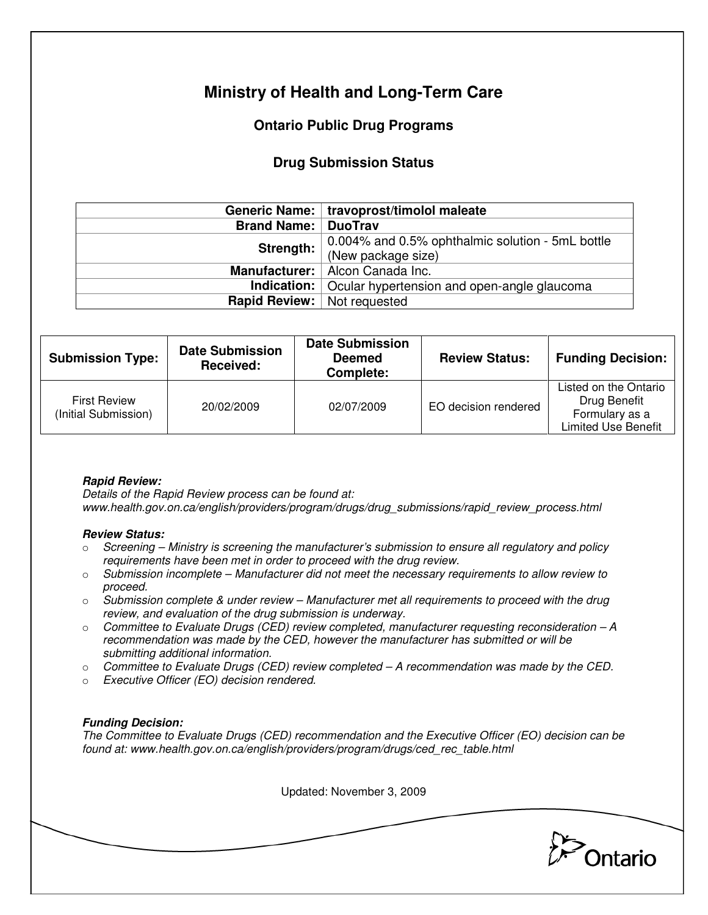# Ministry of Health and Long-Term Care

## Ontario Public Drug Programs

### Drug Submission Status

| | |
|---:|---|
| **Generic Name:** | **travoprost/timolol maleate** |
| **Brand Name:** | **DuoTrav** |
| **Strength:** | 0.004% and 0.5% ophthalmic solution - 5mL bottle (New package size) |
| **Manufacturer:** | Alcon Canada Inc. |
| **Indication:** | Ocular hypertension and open-angle glaucoma |
| **Rapid Review:** | Not requested |

| Submission Type: | Date Submission Received: | Date Submission Deemed Complete: | Review Status: | Funding Decision: |
|---|---|---|---|---|
| First Review (Initial Submission) | 20/02/2009 | 02/07/2009 | EO decision rendered | Listed on the Ontario Drug Benefit Formulary as a Limited Use Benefit |

***Rapid Review:***
*Details of the Rapid Review process can be found at:*
*www.health.gov.on.ca/english/providers/program/drugs/drug_submissions/rapid_review_process.html*

***Review Status:***

- *Screening – Ministry is screening the manufacturer's submission to ensure all regulatory and policy requirements have been met in order to proceed with the drug review.*
- *Submission incomplete – Manufacturer did not meet the necessary requirements to allow review to proceed.*
- *Submission complete & under review – Manufacturer met all requirements to proceed with the drug review, and evaluation of the drug submission is underway.*
- *Committee to Evaluate Drugs (CED) review completed, manufacturer requesting reconsideration – A recommendation was made by the CED, however the manufacturer has submitted or will be submitting additional information.*
- *Committee to Evaluate Drugs (CED) review completed – A recommendation was made by the CED.*
- *Executive Officer (EO) decision rendered.*

***Funding Decision:***
*The Committee to Evaluate Drugs (CED) recommendation and the Executive Officer (EO) decision can be found at: www.health.gov.on.ca/english/providers/program/drugs/ced_rec_table.html*

Updated: November 3, 2009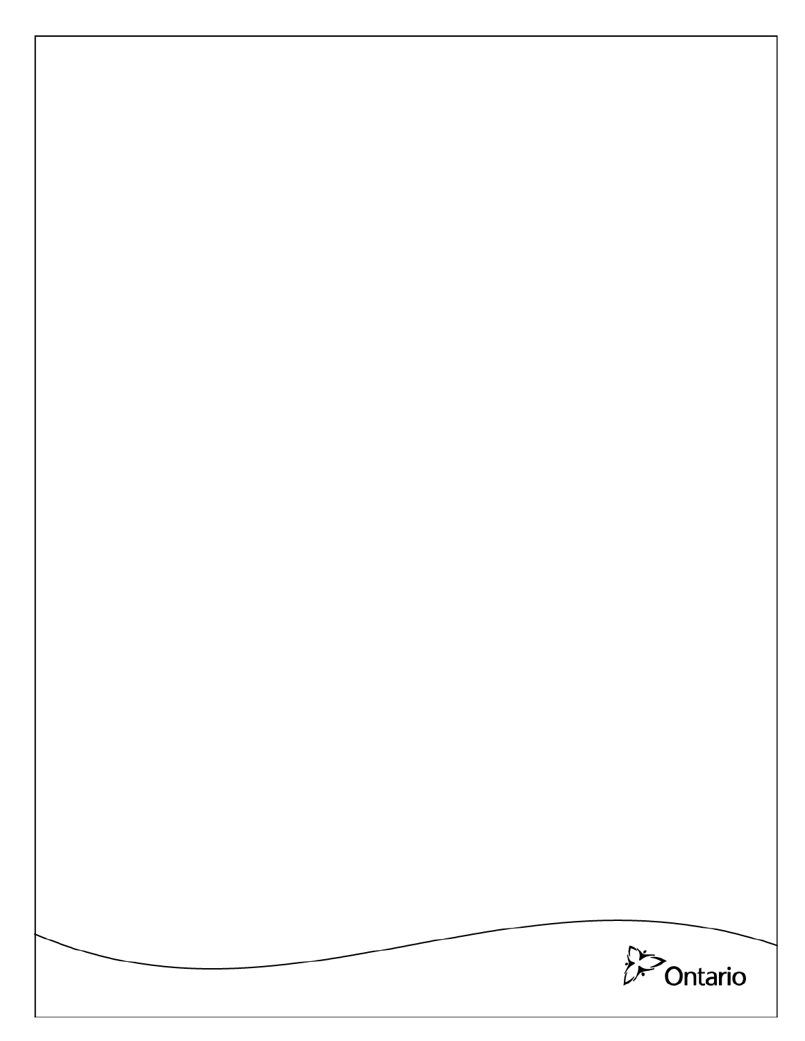Ontario